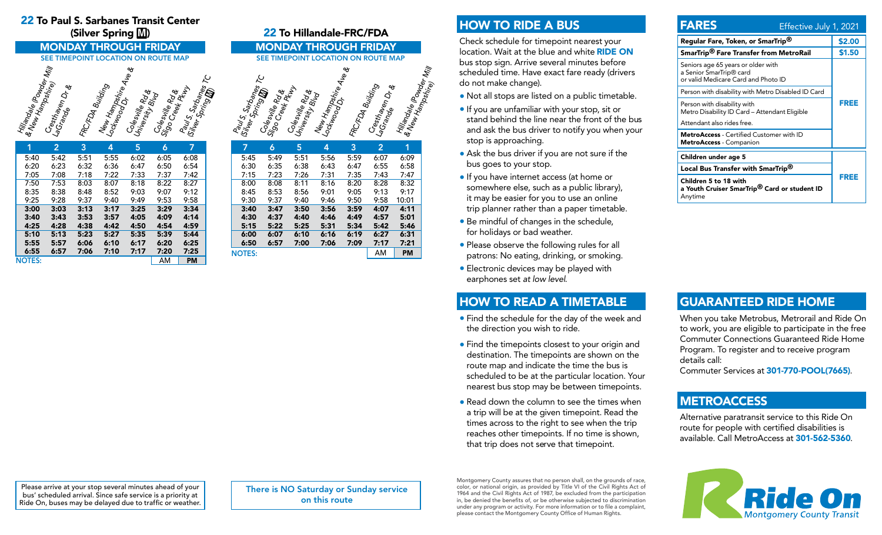## 22 To Paul S. Sarbanes Transit Center (Silver Spring Ⓜ)

### MONDAY THROUGH FRIDAY

SEE TIMEPOINT LOCATION ON ROUTE MAP

| 1 Hillandale (Powder Mill & New Hampshire) | 2 Cresthaven Dr & LaGrande | 3 FRC/FDA Building | 4 New Hampshire Ave & Lockwood Dr | 5 Colesville Rd & University Blvd | 6 Colesville Rd & Sligo Creek Pkwy | 7 Paul S. Sarbanes TC (Silver Spring Ⓜ) |
|---|---|---|---|---|---|---|
| 5:40 | 5:42 | 5:51 | 5:55 | 6:02 | 6:05 | 6:08 |
| 6:20 | 6:23 | 6:32 | 6:36 | 6:47 | 6:50 | 6:54 |
| 7:05 | 7:08 | 7:18 | 7:22 | 7:33 | 7:37 | 7:42 |
| 7:50 | 7:53 | 8:03 | 8:07 | 8:18 | 8:22 | 8:27 |
| 8:35 | 8:38 | 8:48 | 8:52 | 9:03 | 9:07 | 9:12 |
| 9:25 | 9:28 | 9:37 | 9:40 | 9:49 | 9:53 | 9:58 |
| **3:00** | **3:03** | **3:13** | **3:17** | **3:25** | **3:29** | **3:34** |
| **3:40** | **3:43** | **3:53** | **3:57** | **4:05** | **4:09** | **4:14** |
| **4:25** | **4:28** | **4:38** | **4:42** | **4:50** | **4:54** | **4:59** |
| **5:10** | **5:13** | **5:23** | **5:27** | **5:35** | **5:39** | **5:44** |
| **5:55** | **5:57** | **6:06** | **6:10** | **6:17** | **6:20** | **6:25** |
| **6:55** | **6:57** | **7:06** | **7:10** | **7:17** | **7:20** | **7:25** |

NOTES: AM **PM**

Please arrive at your stop several minutes ahead of your bus' scheduled arrival. Since safe service is a priority at Ride On, buses may be delayed due to traffic or weather.

## 22 To Hillandale-FRC/FDA

### MONDAY THROUGH FRIDAY

SEE TIMEPOINT LOCATION ON ROUTE MAP

| 7 Paul S. Sarbanes TC (Silver Spring Ⓜ) | 6 Colesville Rd & Sligo Creek Pkwy | 5 Colesville Rd & University Blvd | 4 New Hampshire Ave & Lockwood Dr | 3 FRC/FDA Building | 2 Cresthaven Dr & LaGrande | 1 Hillandale (Powder Mill & New Hampshire) |
|---|---|---|---|---|---|---|
| 5:45 | 5:49 | 5:51 | 5:56 | 5:59 | 6:07 | 6:09 |
| 6:30 | 6:35 | 6:38 | 6:43 | 6:47 | 6:55 | 6:58 |
| 7:15 | 7:23 | 7:26 | 7:31 | 7:35 | 7:43 | 7:47 |
| 8:00 | 8:08 | 8:11 | 8:16 | 8:20 | 8:28 | 8:32 |
| 8:45 | 8:53 | 8:56 | 9:01 | 9:05 | 9:13 | 9:17 |
| 9:30 | 9:37 | 9:40 | 9:46 | 9:50 | 9:58 | 10:01 |
| **3:40** | **3:47** | **3:50** | **3:56** | **3:59** | **4:07** | **4:11** |
| **4:30** | **4:37** | **4:40** | **4:46** | **4:49** | **4:57** | **5:01** |
| **5:15** | **5:22** | **5:25** | **5:31** | **5:34** | **5:42** | **5:46** |
| **6:00** | **6:07** | **6:10** | **6:16** | **6:19** | **6:27** | **6:31** |
| **6:50** | **6:57** | **7:00** | **7:06** | **7:09** | **7:17** | **7:21** |

NOTES: AM **PM**

**There is NO Saturday or Sunday service on this route**

## HOW TO RIDE A BUS

Check schedule for timepoint nearest your location. Wait at the blue and white **RIDE ON** bus stop sign. Arrive several minutes before scheduled time. Have exact fare ready (drivers do not make change).

- Not all stops are listed on a public timetable.
- If you are unfamiliar with your stop, sit or stand behind the line near the front of the bus and ask the bus driver to notify you when your stop is approaching.
- Ask the bus driver if you are not sure if the bus goes to your stop.
- If you have internet access (at home or somewhere else, such as a public library), it may be easier for you to use an online trip planner rather than a paper timetable.
- Be mindful of changes in the schedule, for holidays or bad weather.
- Please observe the following rules for all patrons: No eating, drinking, or smoking.
- Electronic devices may be played with earphones set *at low level.*

## HOW TO READ A TIMETABLE

- Find the schedule for the day of the week and the direction you wish to ride.
- Find the timepoints closest to your origin and destination. The timepoints are shown on the route map and indicate the time the bus is scheduled to be at the particular location. Your nearest bus stop may be between timepoints.
- Read down the column to see the times when a trip will be at the given timepoint. Read the times across to the right to see when the trip reaches other timepoints. If no time is shown, that trip does not serve that timepoint.

Montgomery County assures that no person shall, on the grounds of race, color, or national origin, as provided by Title VI of the Civil Rights Act of 1964 and the Civil Rights Act of 1987, be excluded from the participation in, be denied the benefits of, or be otherwise subjected to discrimination under any program or activity. For more information or to file a complaint, please contact the Montgomery County Office of Human Rights.

## FARES

Effective July 1, 2021

| | |
|---|---|
| **Regular Fare, Token, or SmarTrip®** | **$2.00** |
| **SmarTrip® Fare Transfer from MetroRail** | **$1.50** |
| Seniors age 65 years or older with a Senior SmarTrip® card or valid Medicare Card and Photo ID | **FREE** |
| Person with disability with Metro Disabled ID Card | |
| Person with disability with Metro Disability ID Card – Attendant Eligible. Attendant also rides free. | |
| **MetroAccess** - Certified Customer with ID. **MetroAccess** - Companion | |
| **Children under age 5** | **FREE** |
| **Local Bus Transfer with SmarTrip®** | |
| **Children 5 to 18 with a Youth Cruiser SmarTrip® Card or student ID** Anytime | |

## GUARANTEED RIDE HOME

When you take Metrobus, Metrorail and Ride On to work, you are eligible to participate in the free Commuter Connections Guaranteed Ride Home Program. To register and to receive program details call:
Commuter Services at **301-770-POOL(7665)**.

## METROACCESS

Alternative paratransit service to this Ride On route for people with certified disabilities is available. Call MetroAccess at **301-562-5360**.

**Ride On** Montgomery County Transit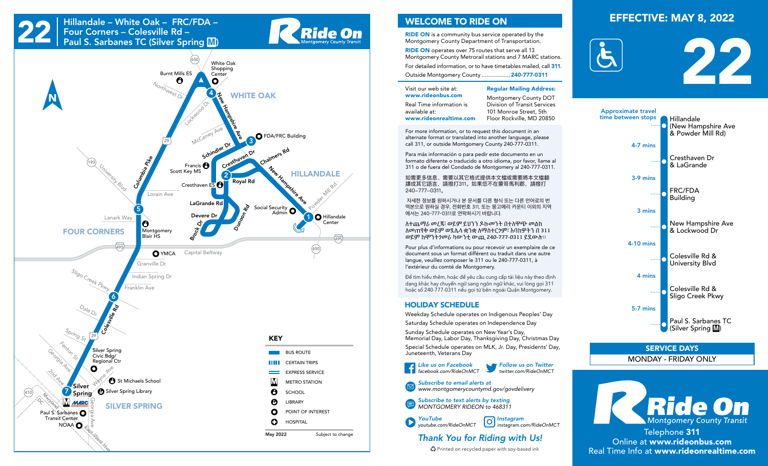# 22 | Hillandale – White Oak – FRC/FDA – Four Corners – Colesville Rd – Paul S. Sarbanes TC (Silver Spring M)

Ride On
Montgomery County Transit

WHITE OAK

HILLANDALE

FOUR CORNERS

SILVER SPRING

1 Hillandale Center
2 Crest­haven Dr
3 FDA/FRC Building
4 New Hampshire Ave
5 Columbia Pike
6 Colesville Rd
7 Silver Spring

Burnt Mills ES
White Oak Shopping Center
Francis Scott Key MS
Cresthaven ES
Social Security Admin
Montgomery Blair HS
YMCA
Silver Spring Civic Bdg/ Regional Ctr
St Michaels School
Silver Spring Library
Paul S. Sarbanes Transit Center
NOAA

Northwest Dr, Lockwood Dr, McCeney Ave, Schindler Dr, Cresthaven Dr, Chalmers Rd, Royal Rd, LaGrande Rd, Devere Dr, Brock Dr, Dunoon Rd, Powder Mill Rd, New Hampshire Ave, Columbia Pike, University Blvd, Lorain Ave, Lanark Way, Capital Beltway, Granville Dr, Indian Spring Dr, Franklin Ave, Sligo Creek Pkwy, Dale Dr, Spring St, Fenton St, Georgia Ave, 2nd Ave, Wayne Ave, Colesville Rd, Maryland/DC, East-West Hwy

## KEY

- BUS ROUTE
- CERTAIN TRIPS
- EXPRESS SERVICE
- METRO STATION
- SCHOOL
- LIBRARY
- POINT OF INTEREST
- HOSPITAL

May 2022 — Subject to change

## WELCOME TO RIDE ON

**RIDE ON** is a community bus service operated by the Montgomery County Department of Transportation.

**RIDE ON** operates over 75 routes that serve all 13 Montgomery County Metrorail stations and 7 MARC stations.

For detailed information, or to have timetables mailed, call **311**.

Outside Montgomery County .................. **240-777-0311**

Visit our web site at:
**www.rideonbus.com**

Real Time information is available at:
**www.rideonrealtime.com**

**Regular Mailing Address:**
Montgomery County DOT
Division of Transit Services
101 Monroe Street, 5th Floor Rockville, MD 20850

For more information, or to request this document in an alternate format or translated into another language, please call 311, or outside Montgomery County 240-777-0311.

Para más información o pedir este documento en un formato diferente o traducido a otro idioma, por favor, llame al 311 o de fuera del Condado de Montgomery al 240-777-0311.

如需更多信息、需要以其它格式提供本文檔或需要將本文檔翻譯成其它語言，請撥打311。如果您不在蒙哥馬利郡，請撥打240–777–0311。

자세한 정보를 원하시거나 본 문서를 다른 형식 또는 다른 언어로의 번역본으로 원하실 경우, 전화번호 311, 또는 몽고메리 카운티 이외의 지역에서는 240-777-0311로 연락하시기 바랍니다.

ለተጨማሪ መረጃ፡ ወይም ይህንን ዶኩመንት በተለዋጭ መልክ ለመጠየቅ ወይም ወደሌላ ቋንቋ ለማስተርጎም፡ እባክዎትን በ 311 ወይም ከሞንትጎመሪ ካውንቲ ውጪ 240-777-0311 ይደውሉ።

Pour plus d'informations ou pour recevoir un exemplaire de ce document sous un format différent ou traduit dans une autre langue, veuillez composer le 311 ou le 240-777-0311, à l'extérieur du comté de Montgomery.

Để tìm hiểu thêm, hoặc để yêu cầu cung cấp tài liệu này theo định dạng khác hay chuyển ngữ sang ngôn ngữ khác, vui lòng gọi 311 hoặc số 240-777-0311 nếu gọi từ bên ngoài Quận Montgomery.

## HOLIDAY SCHEDULE

Weekday Schedule operates on Indigenous Peoples' Day

Saturday Schedule operates on Independence Day

Sunday Schedule operates on New Year's Day, Memorial Day, Labor Day, Thanksgiving Day, Christmas Day

Special Schedule operates on MLK, Jr. Day, Presidents' Day, Juneteenth, Veterans Day

*Like us on Facebook* facebook.com/RideOnMCT

*Follow us on Twitter* twitter.com/RideOnMCT

*Subscribe to email alerts at* www.montgomerycountymd.gov/govdelivery

*Subscribe to text alerts by texting* MONTGOMERY RIDEON to 468311

*YouTube* youtube.com/RideOnMCT

*Instagram* instagram.com/RideOnMCT

*Thank You for Riding with Us!*

Printed on recycled paper with soy-based ink

## EFFECTIVE: MAY 8, 2022

# 22

Approximate travel time between stops

- Hillandale (New Hampshire Ave & Powder Mill Rd)
- 4-7 mins
- Cresthaven Dr & LaGrande
- 3-9 mins
- FRC/FDA Building
- 3 mins
- New Hampshire Ave & Lockwood Dr
- 4-10 mins
- Colesville Rd & University Blvd
- 4 mins
- Colesville Rd & Sligo Creek Pkwy
- 5-7 mins
- Paul S. Sarbanes TC (Silver Spring M)

## SERVICE DAYS

MONDAY - FRIDAY ONLY

Ride On
Montgomery County Transit

Telephone **311**
Online at **www.rideonbus.com**
Real Time Info at **www.rideonrealtime.com**